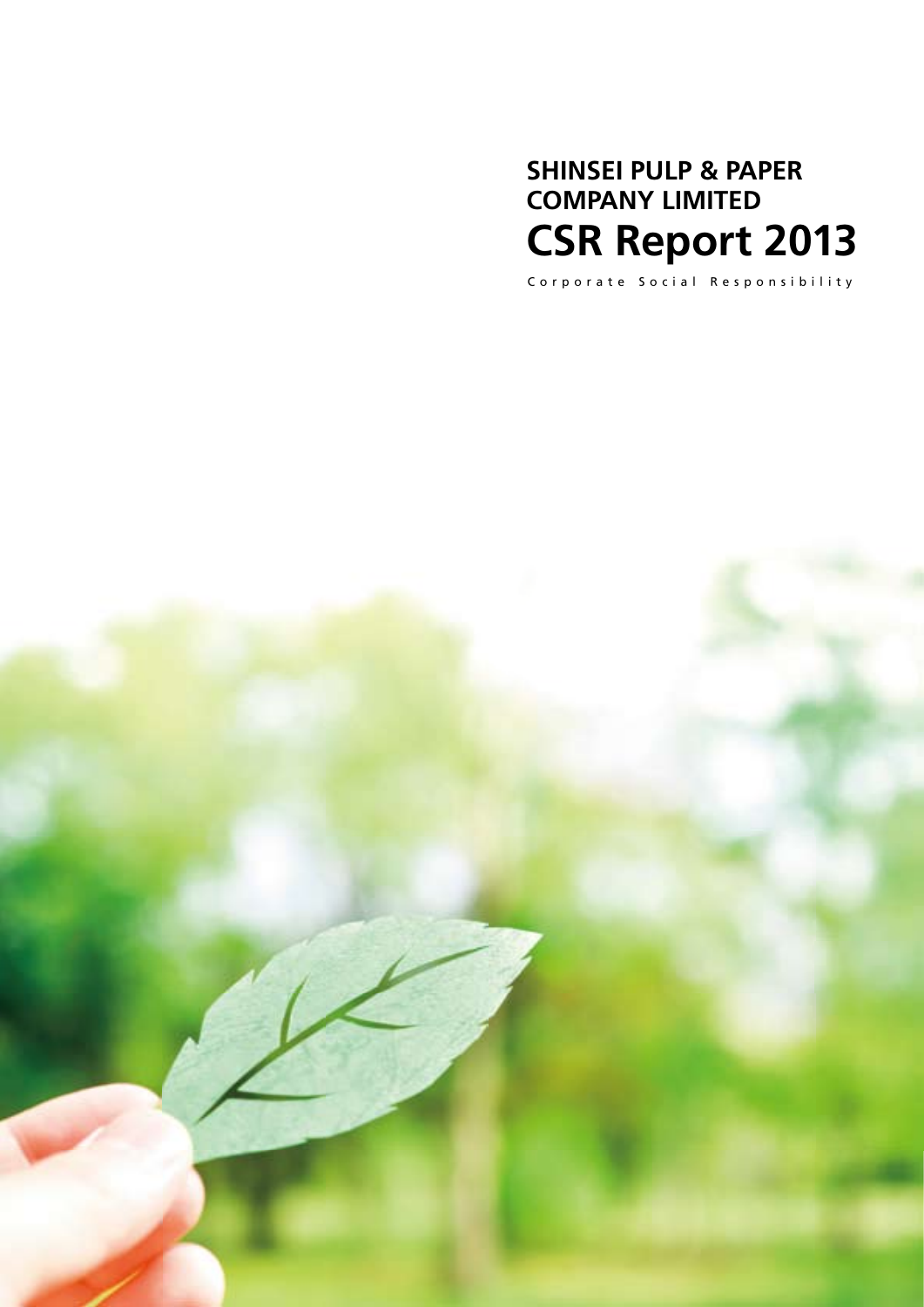# SHINSEI PULP & PAPER COMPANY LIMITED

# CSR Report 2013

Corporate Social Responsibility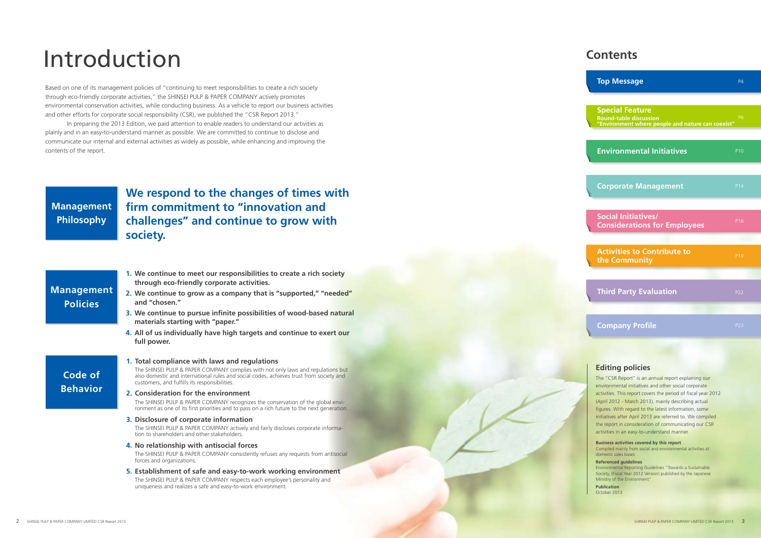# Introduction

Based on one of its management policies of "continuing to meet responsibilities to create a rich society through eco-friendly corporate activities," the SHINSEI PULP & PAPER COMPANY actively promotes environmental conservation activities, while conducting business. As a vehicle to report our business activities and other efforts for corporate social responsibility (CSR), we published the "CSR Report 2013."

In preparing the 2013 Edition, we paid attention to enable readers to understand our activities as plainly and in an easy-to-understand manner as possible. We are committed to continue to disclose and communicate our internal and external activities as widely as possible, while enhancing and improving the contents of the report.

## Management Philosophy

**We respond to the changes of times with firm commitment to "innovation and challenges" and continue to grow with society.**

## Management Policies

1. **We continue to meet our responsibilities to create a rich society through eco-friendly corporate activities.**
2. **We continue to grow as a company that is "supported," "needed" and "chosen."**
3. **We continue to pursue infinite possibilities of wood-based natural materials starting with "paper."**
4. **All of us individually have high targets and continue to exert our full power.**

## Code of Behavior

1. **Total compliance with laws and regulations**
   The SHINSEI PULP & PAPER COMPANY complies with not only laws and regulations but also domestic and international rules and social codes, achieves trust from society and customers, and fulfills its responsibilities.
2. **Consideration for the environment**
   The SHINSEI PULP & PAPER COMPANY recognizes the conservation of the global environment as one of its first priorities and to pass on a rich future to the next generation.
3. **Disclosure of corporate information**
   The SHINSEI PULP & PAPER COMPANY actively and fairly discloses corporate information to shareholders and other stakeholders.
4. **No relationship with antisocial forces**
   The SHINSEI PULP & PAPER COMPANY consistently refuses any requests from antisocial forces and organizations.
5. **Establishment of safe and easy-to-work working environment**
   The SHINSEI PULP & PAPER COMPANY respects each employee's personality and uniqueness and realizes a safe and easy-to-work environment.

## Contents

| Section | Page |
|---|---|
| Top Message | P4 |
| Special Feature<br>Round-table discussion<br>"Environment where people and nature can coexist" | P6 |
| Environmental Initiatives | P10 |
| Corporate Management | P14 |
| Social Initiatives/ Considerations for Employees | P16 |
| Activities to Contribute to the Community | P19 |
| Third Party Evaluation | P22 |
| Company Profile | P23 |

### Editing policies

The "CSR Report" is an annual report explaining our environmental initiatives and other social corporate activities. This report covers the period of fiscal year 2012 (April 2012 - March 2013), mainly describing actual figures. With regard to the latest information, some initiatives after April 2013 are referred to. We compiled the report in consideration of communicating our CSR activities in an easy-to-understand manner.

**Business activities covered by this report**
Compiled mainly from social and environmental activities at domestic sales bases

**Referenced guidelines**
Environmental Reporting Guidelines "Towards a Sustainable Society, (Fiscal Year 2012 Version) published by the Japanese Ministry of the Environment"

**Publication**
October 2013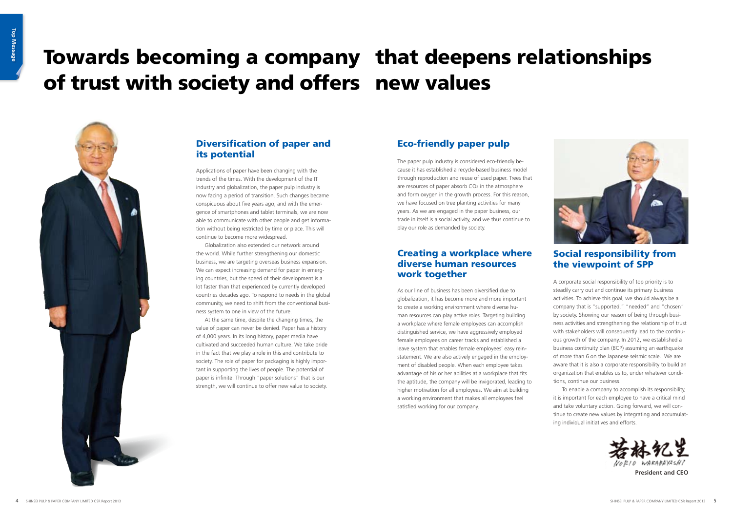# Towards becoming a company that deepens relationships of trust with society and offers new values

## Diversification of paper and its potential

Applications of paper have been changing with the trends of the times. With the development of the IT industry and globalization, the paper pulp industry is now facing a period of transition. Such changes became conspicuous about five years ago, and with the emergence of smartphones and tablet terminals, we are now able to communicate with other people and get information without being restricted by time or place. This will continue to become more widespread.

Globalization also extended our network around the world. While further strengthening our domestic business, we are targeting overseas business expansion. We can expect increasing demand for paper in emerging countries, but the speed of their development is a lot faster than that experienced by currently developed countries decades ago. To respond to needs in the global community, we need to shift from the conventional business system to one in view of the future.

At the same time, despite the changing times, the value of paper can never be denied. Paper has a history of 4,000 years. In its long history, paper media have cultivated and succeeded human culture. We take pride in the fact that we play a role in this and contribute to society. The role of paper for packaging is highly important in supporting the lives of people. The potential of paper is infinite. Through "paper solutions" that is our strength, we will continue to offer new value to society.

## Eco-friendly paper pulp

The paper pulp industry is considered eco-friendly because it has established a recycle-based business model through reproduction and reuse of used paper. Trees that are resources of paper absorb $CO_2$ in the atmosphere and form oxygen in the growth process. For this reason, we have focused on tree planting activities for many years. As we are engaged in the paper business, our trade in itself is a social activity, and we thus continue to play our role as demanded by society.

## Creating a workplace where diverse human resources work together

As our line of business has been diversified due to globalization, it has become more and more important to create a working environment where diverse human resources can play active roles. Targeting building a workplace where female employees can accomplish distinguished service, we have aggressively employed female employees on career tracks and established a leave system that enables female employees' easy reinstatement. We are also actively engaged in the employment of disabled people. When each employee takes advantage of his or her abilities at a workplace that fits the aptitude, the company will be invigorated, leading to higher motivation for all employees. We aim at building a working environment that makes all employees feel satisfied working for our company.

## Social responsibility from the viewpoint of SPP

A corporate social responsibility of top priority is to steadily carry out and continue its primary business activities. To achieve this goal, we should always be a company that is "supported," "needed" and "chosen" by society. Showing our reason of being through business activities and strengthening the relationship of trust with stakeholders will consequently lead to the continuous growth of the company. In 2012, we established a business continuity plan (BCP) assuming an earthquake of more than 6 on the Japanese seismic scale. We are aware that it is also a corporate responsibility to build an organization that enables us to, under whatever conditions, continue our business.

To enable a company to accomplish its responsibility, it is important for each employee to have a critical mind and take voluntary action. Going forward, we will continue to create new values by integrating and accumulating individual initiatives and efforts.

若林紀生
NORIO WAKABAYASHI
**President and CEO**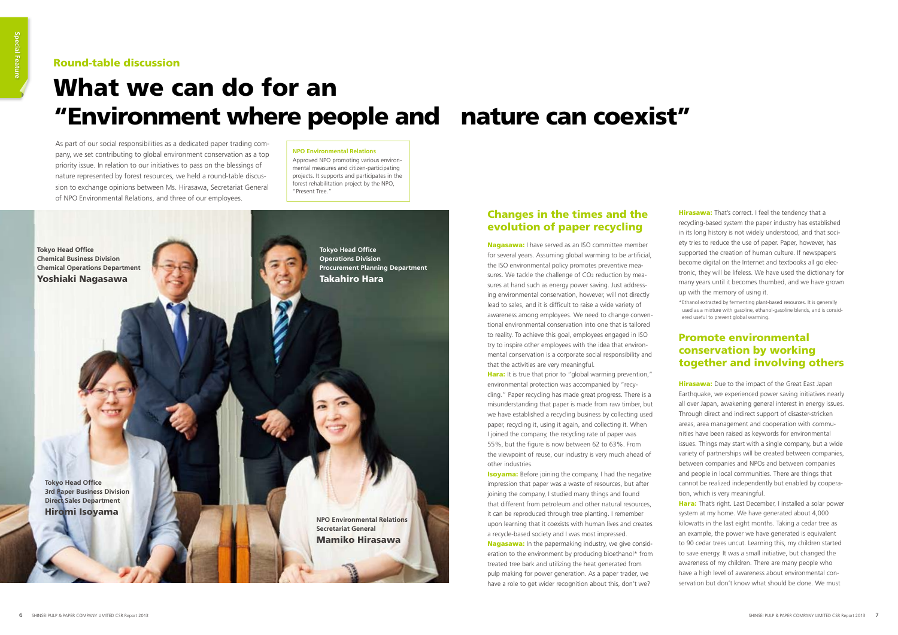Round-table discussion

# What we can do for an "Environment where people and nature can coexist"

As part of our social responsibilities as a dedicated paper trading company, we set contributing to global environment conservation as a top priority issue. In relation to our initiatives to pass on the blessings of nature represented by forest resources, we held a round-table discussion to exchange opinions between Ms. Hirasawa, Secretariat General of NPO Environmental Relations, and three of our employees.

**NPO Environmental Relations**

Approved NPO promoting various environmental measures and citizen-participating projects. It supports and participates in the forest rehabilitation project by the NPO, "Present Tree."

Tokyo Head Office
Chemical Business Division
Chemical Operations Department
**Yoshiaki Nagasawa**

Tokyo Head Office
Operations Division
Procurement Planning Department
**Takahiro Hara**

Tokyo Head Office
3rd Paper Business Division
Direct Sales Department
**Hiromi Isoyama**

NPO Environmental Relations
Secretariat General
**Mamiko Hirasawa**

## Changes in the times and the evolution of paper recycling

**Nagasawa:** I have served as an ISO committee member for several years. Assuming global warming to be artificial, the ISO environmental policy promotes preventive measures. We tackle the challenge of $CO_2$ reduction by measures at hand such as energy power saving. Just addressing environmental conservation, however, will not directly lead to sales, and it is difficult to raise a wide variety of awareness among employees. We need to change conventional environmental conservation into one that is tailored to reality. To achieve this goal, employees engaged in ISO try to inspire other employees with the idea that environmental conservation is a corporate social responsibility and that the activities are very meaningful.

**Hara:** It is true that prior to "global warming prevention," environmental protection was accompanied by "recycling." Paper recycling has made great progress. There is a misunderstanding that paper is made from raw timber, but we have established a recycling business by collecting used paper, recycling it, using it again, and collecting it. When I joined the company, the recycling rate of paper was 55%, but the figure is now between 62 to 63%. From the viewpoint of reuse, our industry is very much ahead of other industries.

**Isoyama:** Before joining the company, I had the negative impression that paper was a waste of resources, but after joining the company, I studied many things and found that different from petroleum and other natural resources, it can be reproduced through tree planting. I remember upon learning that it coexists with human lives and creates a recycle-based society and I was most impressed.

**Nagasawa:** In the papermaking industry, we give consideration to the environment by producing bioethanol* from treated tree bark and utilizing the heat generated from pulp making for power generation. As a paper trader, we have a role to get wider recognition about this, don't we?

**Hirasawa:** That's correct. I feel the tendency that a recycling-based system the paper industry has established in its long history is not widely understood, and that society tries to reduce the use of paper. Paper, however, has supported the creation of human culture. If newspapers become digital on the Internet and textbooks all go electronic, they will be lifeless. We have used the dictionary for many years until it becomes thumbed, and we have grown up with the memory of using it.

* Ethanol extracted by fermenting plant-based resources. It is generally used as a mixture with gasoline, ethanol-gasoline blends, and is considered useful to prevent global warming.

## Promote environmental conservation by working together and involving others

**Hirasawa:** Due to the impact of the Great East Japan Earthquake, we experienced power saving initiatives nearly all over Japan, awakening general interest in energy issues. Through direct and indirect support of disaster-stricken areas, area management and cooperation with communities have been raised as keywords for environmental issues. Things may start with a single company, but a wide variety of partnerships will be created between companies, between companies and NPOs and between companies and people in local communities. There are things that cannot be realized independently but enabled by cooperation, which is very meaningful.

**Hara:** That's right. Last December, I installed a solar power system at my home. We have generated about 4,000 kilowatts in the last eight months. Taking a cedar tree as an example, the power we have generated is equivalent to 90 cedar trees uncut. Learning this, my children started to save energy. It was a small initiative, but changed the awareness of my children. There are many people who have a high level of awareness about environmental conservation but don't know what should be done. We must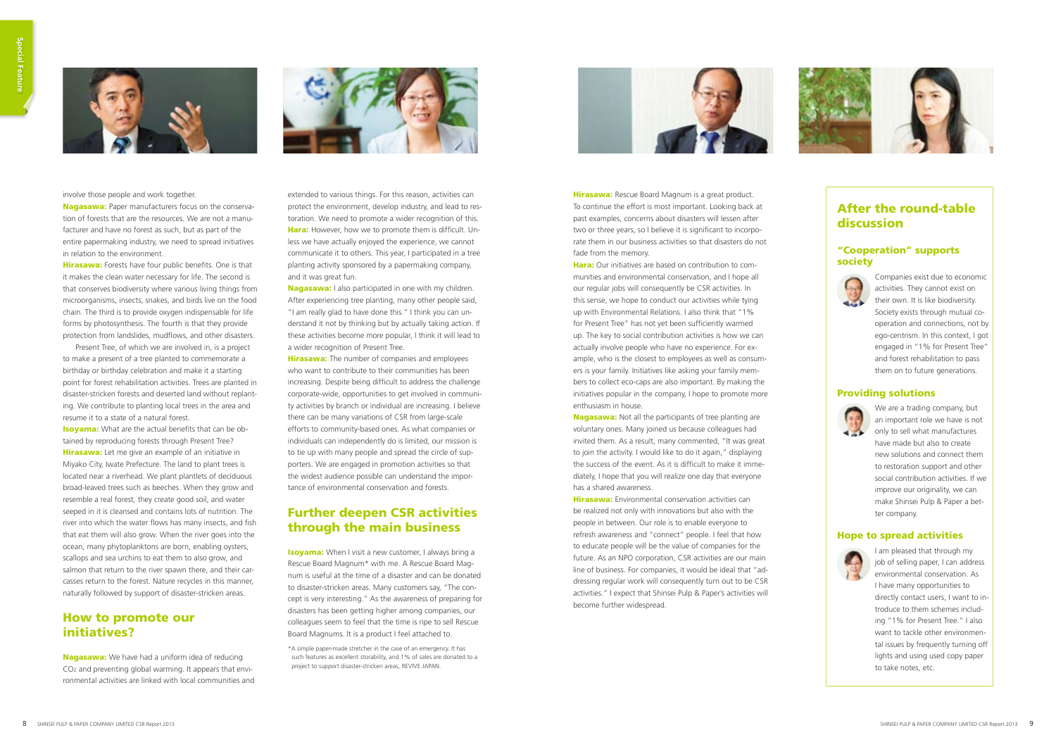involve those people and work together.

**Nagasawa:** Paper manufacturers focus on the conservation of forests that are the resources. We are not a manufacturer and have no forest as such, but as part of the entire papermaking industry, we need to spread initiatives in relation to the environment.

**Hirasawa:** Forests have four public benefits. One is that it makes the clean water necessary for life. The second is that conserves biodiversity where various living things from microorganisms, insects, snakes, and birds live on the food chain. The third is to provide oxygen indispensable for life forms by photosynthesis. The fourth is that they provide protection from landslides, mudflows, and other disasters.

Present Tree, of which we are involved in, is a project to make a present of a tree planted to commemorate a birthday or birthday celebration and make it a starting point for forest rehabilitation activities. Trees are planted in disaster-stricken forests and deserted land without replanting. We contribute to planting local trees in the area and resume it to a state of a natural forest.

**Isoyama:** What are the actual benefits that can be obtained by reproducing forests through Present Tree?

**Hirasawa:** Let me give an example of an initiative in Miyako City, Iwate Prefecture. The land to plant trees is located near a riverhead. We plant plantlets of deciduous broad-leaved trees such as beeches. When they grow and resemble a real forest, they create good soil, and water seeped in it is cleansed and contains lots of nutrition. The river into which the water flows has many insects, and fish that eat them will also grow. When the river goes into the ocean, many phytoplanktons are born, enabling oysters, scallops and sea urchins to eat them to also grow, and salmon that return to the river spawn there, and their carcasses return to the forest. Nature recycles in this manner, naturally followed by support of disaster-stricken areas.

## How to promote our initiatives?

**Nagasawa:** We have had a uniform idea of reducing $CO_2$ and preventing global warming. It appears that environmental activities are linked with local communities and extended to various things. For this reason, activities can protect the environment, develop industry, and lead to restoration. We need to promote a wider recognition of this.

**Hara:** However, how we to promote them is difficult. Unless we have actually enjoyed the experience, we cannot communicate it to others. This year, I participated in a tree planting activity sponsored by a papermaking company, and it was great fun.

**Nagasawa:** I also participated in one with my children. After experiencing tree planting, many other people said, "I am really glad to have done this." I think you can understand it not by thinking but by actually taking action. If these activities become more popular, I think it will lead to a wider recognition of Present Tree.

**Hirasawa:** The number of companies and employees who want to contribute to their communities has been increasing. Despite being difficult to address the challenge corporate-wide, opportunities to get involved in community activities by branch or individual are increasing. I believe there can be many variations of CSR from large-scale efforts to community-based ones. As what companies or individuals can independently do is limited, our mission is to tie up with many people and spread the circle of supporters. We are engaged in promotion activities so that the widest audience possible can understand the importance of environmental conservation and forests.

## Further deepen CSR activities through the main business

**Isoyama:** When I visit a new customer, I always bring a Rescue Board Magnum* with me. A Rescue Board Magnum is useful at the time of a disaster and can be donated to disaster-stricken areas. Many customers say, "The concept is very interesting." As the awareness of preparing for disasters has been getting higher among companies, our colleagues seem to feel that the time is ripe to sell Rescue Board Magnums. It is a product I feel attached to.

*A simple paper-made stretcher in the case of an emergency. It has such features as excellent storability, and 1% of sales are donated to a project to support disaster-stricken areas, REVIVE JAPAN.

**Hirasawa:** Rescue Board Magnum is a great product. To continue the effort is most important. Looking back at past examples, concerns about disasters will lessen after two or three years, so I believe it is significant to incorporate them in our business activities so that disasters do not fade from the memory.

**Hara:** Our initiatives are based on contribution to communities and environmental conservation, and I hope all our regular jobs will consequently be CSR activities. In this sense, we hope to conduct our activities while tying up with Environmental Relations. I also think that "1% for Present Tree" has not yet been sufficiently warmed up. The key to social contribution activities is how we can actually involve people who have no experience. For example, who is the closest to employees as well as consumers is your family. Initiatives like asking your family members to collect eco-caps are also important. By making the initiatives popular in the company, I hope to promote more enthusiasm in house.

**Nagasawa:** Not all the participants of tree planting are voluntary ones. Many joined us because colleagues had invited them. As a result, many commented, "It was great to join the activity. I would like to do it again," displaying the success of the event. As it is difficult to make it immediately, I hope that you will realize one day that everyone has a shared awareness.

**Hirasawa:** Environmental conservation activities can be realized not only with innovations but also with the people in between. Our role is to enable everyone to refresh awareness and "connect" people. I feel that how to educate people will be the value of companies for the future. As an NPO corporation, CSR activities are our main line of business. For companies, it would be ideal that "addressing regular work will consequently turn out to be CSR activities." I expect that Shinsei Pulp & Paper's activities will become further widespread.

## After the round-table discussion

### "Cooperation" supports society

Companies exist due to economic activities. They cannot exist on their own. It is like biodiversity. Society exists through mutual cooperation and connections, not by ego-centrism. In this context, I got engaged in "1% for Present Tree" and forest rehabilitation to pass them on to future generations.

### Providing solutions

We are a trading company, but an important role we have is not only to sell what manufactures have made but also to create new solutions and connect them to restoration support and other social contribution activities. If we improve our originality, we can make Shinsei Pulp & Paper a better company.

### Hope to spread activities

I am pleased that through my job of selling paper, I can address environmental conservation. As I have many opportunities to directly contact users, I want to introduce to them schemes including "1% for Present Tree." I also want to tackle other environmental issues by frequently turning off lights and using used copy paper to take notes, etc.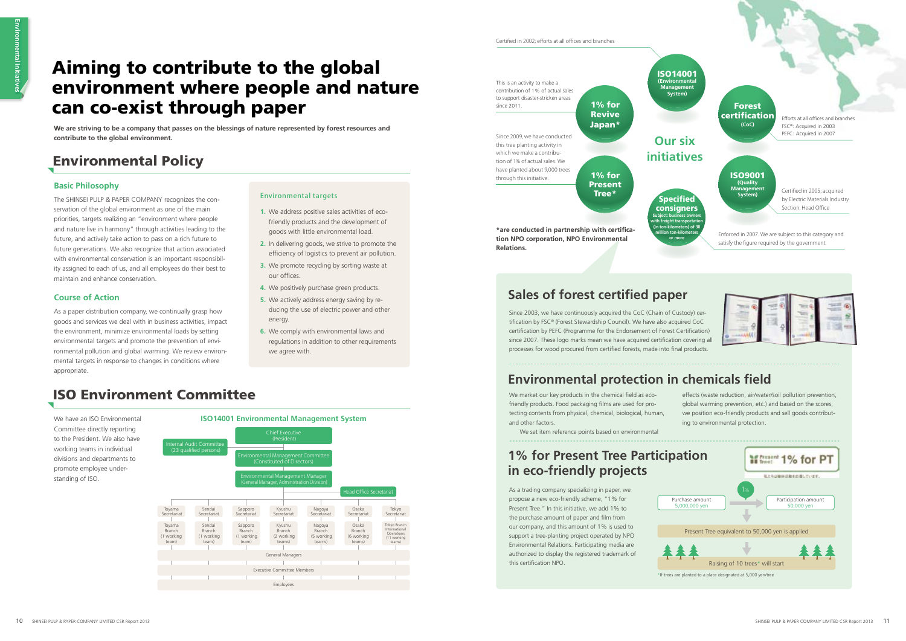# Aiming to contribute to the global environment where people and nature can co-exist through paper

**We are striving to be a company that passes on the blessings of nature represented by forest resources and contribute to the global environment.**

## Environmental Policy

### Basic Philosophy

The SHINSEI PULP & PAPER COMPANY recognizes the conservation of the global environment as one of the main priorities, targets realizing an "environment where people and nature live in harmony" through activities leading to the future, and actively take action to pass on a rich future to future generations. We also recognize that action associated with environmental conservation is an important responsibility assigned to each of us, and all employees do their best to maintain and enhance conservation.

### Course of Action

As a paper distribution company, we continually grasp how goods and services we deal with in business activities, impact the environment, minimize environmental loads by setting environmental targets and promote the prevention of environmental pollution and global warming. We review environmental targets in response to changes in conditions where appropriate.

### Environmental targets

1. We address positive sales activities of eco-friendly products and the development of goods with little environmental load.
2. In delivering goods, we strive to promote the efficiency of logistics to prevent air pollution.
3. We promote recycling by sorting waste at our offices.
4. We positively purchase green products.
5. We actively address energy saving by reducing the use of electric power and other energy.
6. We comply with environmental laws and regulations in addition to other requirements we agree with.

## ISO Environment Committee

We have an ISO Environmental Committee directly reporting to the President. We also have working teams in individual divisions and departments to promote employee understanding of ISO.

### ISO14001 Environmental Management System

- Chief Executive (President)
  - Internal Audit Committee (23 qualified persons)
  - Environmental Management Committee (Constituted of Directors)
    - Environmental Management Manager (General Manager, Administration Division)
      - Head Office Secretariat

| Toyama Secretariat | Sendai Secretariat | Sapporo Secretariat | Kyushu Secretariat | Nagoya Secretariat | Osaka Secretariat | Tokyo Secretariat |
|---|---|---|---|---|---|---|
| Toyama Branch (1 working team) | Sendai Branch (1 working team) | Sapporo Branch (1 working team) | Kyushu Branch (2 working teams) | Nagoya Branch (5 working teams) | Osaka Branch (6 working teams) | Tokyo Branch International Operations (11 working teams) |

General Managers

Executive Committee Members

Employees

## Our six initiatives

- **ISO14001 (Environmental Management System)** — Certified in 2002; efforts at all offices and branches
- **Forest certification (CoC)** — Efforts at all offices and branches. FSC®: Acquired in 2003. PEFC: Acquired in 2007
- **ISO9001 (Quality Management System)** — Certified in 2005; acquired by Electric Materials Industry Section, Head Office
- **Specified consignors** (Subject: business owners with freight transportation (in ton-kilometers) of 30 million ton-kilometers or more) — Enforced in 2007. We are subject to this category and satisfy the figure required by the government.
- **1% for Present Tree*** — Since 2009, we have conducted this tree planting activity in which we make a contribution of 1% of actual sales. We have planted about 9,000 trees through this initiative.
- **1% for Revive Japan*** — This is an activity to make a contribution of 1% of actual sales to support disaster-stricken areas since 2011.

**\*are conducted in partnership with certification NPO corporation, NPO Environmental Relations.**

## Sales of forest certified paper

Since 2003, we have continuously acquired the CoC (Chain of Custody) certification by FSC® (Forest Stewardship Council). We have also acquired CoC certification by PEFC (Programme for the Endorsement of Forest Certification) since 2007. These logo marks mean we have acquired certification covering all processes for wood procured from certified forests, made into final products.

## Environmental protection in chemicals field

We market our key products in the chemical field as eco-friendly products. Food packaging films are used for protecting contents from physical, chemical, biological, human, and other factors.

We set item reference points based on environmental effects (waste reduction, air/water/soil pollution prevention, global warming prevention, etc.) and based on the scores, we position eco-friendly products and sell goods contributing to environmental protection.

## 1% for Present Tree Participation in eco-friendly projects

As a trading company specializing in paper, we propose a new eco-friendly scheme, "1% for Present Tree." In this initiative, we add 1% to the purchase amount of paper and film from our company, and this amount of 1% is used to support a tree-planting project operated by NPO Environmental Relations. Participating media are authorized to display the registered trademark of this certification NPO.

1% for PT

Purchase amount 5,000,000 yen → (1%) → Participation amount 50,000 yen

Present Tree equivalent to 50,000 yen is applied

Raising of 10 trees* will start

*If trees are planted to a place designated at 5,000 yen/tree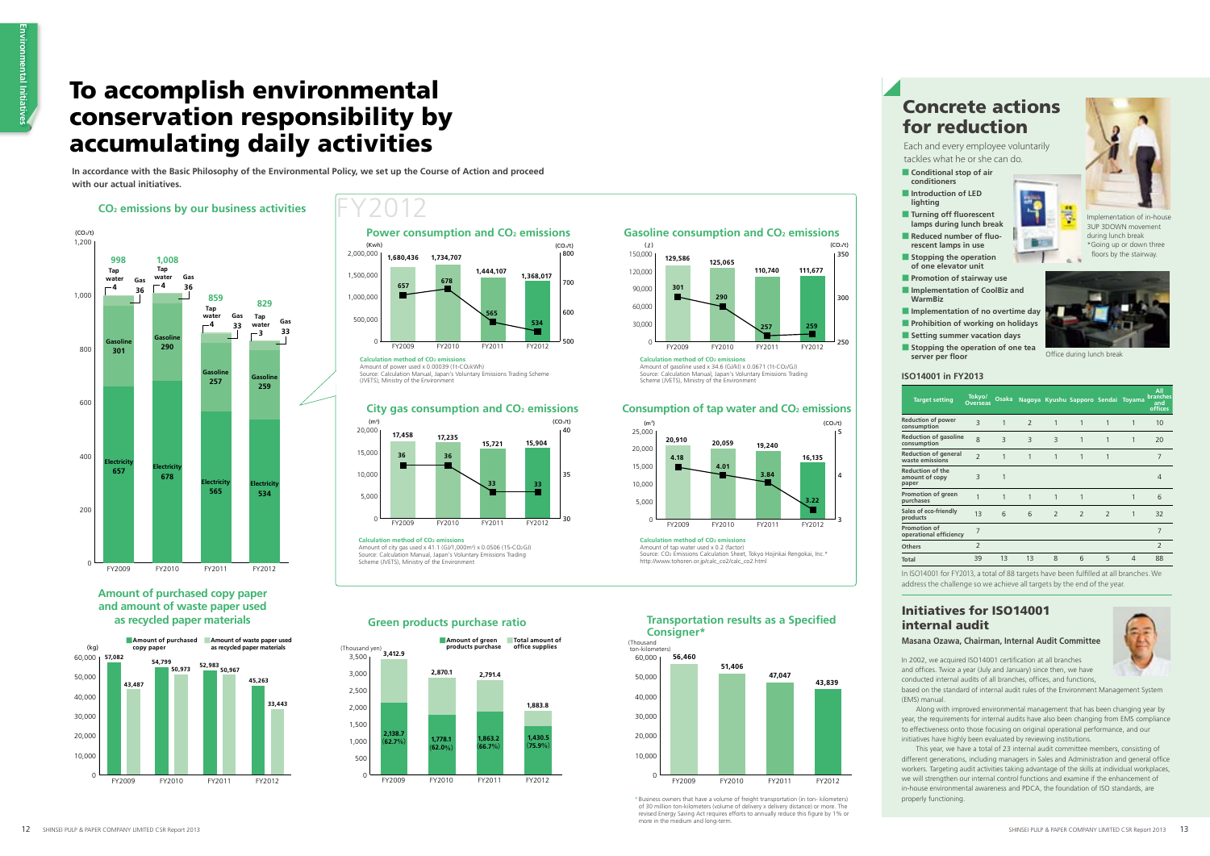# To accomplish environmental conservation responsibility by accumulating daily activities

**In accordance with the Basic Philosophy of the Environmental Policy, we set up the Course of Action and proceed with our actual initiatives.**

## $CO_2$ emissions by our business activities

($CO_2$/t)

| | FY2009 | FY2010 | FY2011 | FY2012 |
|---|---|---|---|---|
| Electricity | 657 | 678 | 565 | 534 |
| Gasoline | 301 | 290 | 257 | 259 |
| Gas | 36 | 36 | 33 | 33 |
| Tap water | 4 | 4 | 4 | 3 |
| Total | 998 | 1,008 | 859 | 829 |

## FY2012

### Power consumption and $CO_2$ emissions

| | FY2009 | FY2010 | FY2011 | FY2012 |
|---|---|---|---|---|
| Power consumption (Kwh) | 1,680,436 | 1,734,707 | 1,444,107 | 1,368,017 |
| $CO_2$ emissions ($CO_2$/t) | 657 | 678 | 565 | 534 |

**Calculation method of $CO_2$ emissions**
Amount of power used x 0.00039 (1t-$CO_2$/kWh)
Source: Calculation Manual, Japan's Voluntary Emissions Trading Scheme (JVETS), Ministry of the Environment

### Gasoline consumption and $CO_2$ emissions

| | FY2009 | FY2010 | FY2011 | FY2012 |
|---|---|---|---|---|
| Gasoline consumption (ℓ) | 129,586 | 125,065 | 110,740 | 111,677 |
| $CO_2$ emissions ($CO_2$/t) | 301 | 290 | 257 | 259 |

**Calculation method of $CO_2$ emissions**
Amount of gasoline used x 34.6 (GJ/kl) x 0.0671 (1t-$CO_2$/GJ)
Source: Calculation Manual, Japan's Voluntary Emissions Trading Scheme (JVETS), Ministry of the Environment

### City gas consumption and $CO_2$ emissions

| | FY2009 | FY2010 | FY2011 | FY2012 |
|---|---|---|---|---|
| City gas consumption ($m^3$) | 17,458 | 17,235 | 15,721 | 15,904 |
| $CO_2$ emissions ($CO_2$/t) | 36 | 36 | 33 | 33 |

**Calculation method of $CO_2$ emissions**
Amount of city gas used x 41.1 (GJ/1,000$m^3$) x 0.0506 (1t-$CO_2$/GJ)
Source: Calculation Manual, Japan's Voluntary Emissions Trading Scheme (JVETS), Ministry of the Environment

### Consumption of tap water and $CO_2$ emissions

| | FY2009 | FY2010 | FY2011 | FY2012 |
|---|---|---|---|---|
| Tap water consumption ($m^3$) | 20,910 | 20,059 | 19,240 | 16,135 |
| $CO_2$ emissions ($CO_2$/t) | 4.18 | 4.01 | 3.84 | 3.22 |

**Calculation method of $CO_2$ emissions**
Amount of tap water used x 0.2 (factor)
Source: $CO_2$ Emissions Calculation Sheet, Tokyo Hojinkai Rengokai, Inc.*
http://www.tohoren.or.jp/calc_co2/calc_co2.html

## Amount of purchased copy paper and amount of waste paper used as recycled paper materials

(kg)

| | FY2009 | FY2010 | FY2011 | FY2012 |
|---|---|---|---|---|
| Amount of purchased copy paper | 57,082 | 54,799 | 52,983 | 45,263 |
| Amount of waste paper used as recycled paper materials | 43,487 | 50,973 | 50,967 | 33,443 |

## Green products purchase ratio

(Thousand yen)

| | FY2009 | FY2010 | FY2011 | FY2012 |
|---|---|---|---|---|
| Total amount of office supplies | 3,412.9 | 2,870.1 | 2,791.4 | 1,883.8 |
| Amount of green products purchase | 2,138.7 (62.7%) | 1,778.1 (62.0%) | 1,863.2 (66.7%) | 1,430.5 (75.9%) |

## Transportation results as a Specified Consigner*

(Thousand ton-kilometers)

| FY2009 | FY2010 | FY2011 | FY2012 |
|---|---|---|---|
| 56,460 | 51,406 | 47,047 | 43,839 |

* Business owners that have a volume of freight transportation (in ton- kilometers) of 30 million ton-kilometers (volume of delivery x delivery distance) or more. The revised Energy Saving Act requires efforts to annually reduce this figure by 1% or more in the medium and long-term.

# Concrete actions for reduction

Each and every employee voluntarily tackles what he or she can do.

- **Conditional stop of air conditioners**
- **Introduction of LED lighting**
- **Turning off fluorescent lamps during lunch break**
- **Reduced number of fluorescent lamps in use**
- **Stopping the operation of one elevator unit**
- **Promotion of stairway use**
- **Implementation of CoolBiz and WarmBiz**
- **Implementation of no overtime day**
- **Prohibition of working on holidays**
- **Setting summer vacation days**
- **Stopping the operation of one tea server per floor**

Implementation of in-house 3UP 3DOWN movement during lunch break
*Going up or down three floors by the stairway.

Office during lunch break

## ISO14001 in FY2013

| Target setting | Tokyo/ Overseas | Osaka | Nagoya | Kyushu | Sapporo | Sendai | Toyama | All branches and offices |
|---|---|---|---|---|---|---|---|---|
| Reduction of power consumption | 3 | 1 | 2 | 1 | 1 | 1 | 1 | 10 |
| Reduction of gasoline consumption | 8 | 3 | 3 | 3 | 1 | 1 | 1 | 20 |
| Reduction of general waste emissions | 2 | 1 | 1 | 1 | 1 | 1 | | 7 |
| Reduction of the amount of copy paper | 3 | 1 | | | | | | 4 |
| Promotion of green purchases | 1 | 1 | 1 | 1 | 1 | | 1 | 6 |
| Sales of eco-friendly products | 13 | 6 | 6 | 2 | 2 | 2 | 1 | 32 |
| Promotion of operational efficiency | 7 | | | | | | | 7 |
| Others | 2 | | | | | | | 2 |
| Total | 39 | 13 | 13 | 8 | 6 | 5 | 4 | 88 |

In ISO14001 for FY2013, a total of 88 targets have been fulfilled at all branches. We address the challenge so we achieve all targets by the end of the year.

## Initiatives for ISO14001 internal audit

**Masana Ozawa, Chairman, Internal Audit Committee**

In 2002, we acquired ISO14001 certification at all branches and offices. Twice a year (July and January) since then, we have conducted internal audits of all branches, offices, and functions, based on the standard of internal audit rules of the Environment Management System (EMS) manual.

Along with improved environmental management that has been changing year by year, the requirements for internal audits have also been changing from EMS compliance to effectiveness onto those focusing on original operational performance, and our initiatives have highly been evaluated by reviewing institutions.

This year, we have a total of 23 internal audit committee members, consisting of different generations, including managers in Sales and Administration and general office workers. Targeting audit activities taking advantage of the skills at individual workplaces, we will strengthen our internal control functions and examine if the enhancement of in-house environmental awareness and PDCA, the foundation of ISO standards, are properly functioning.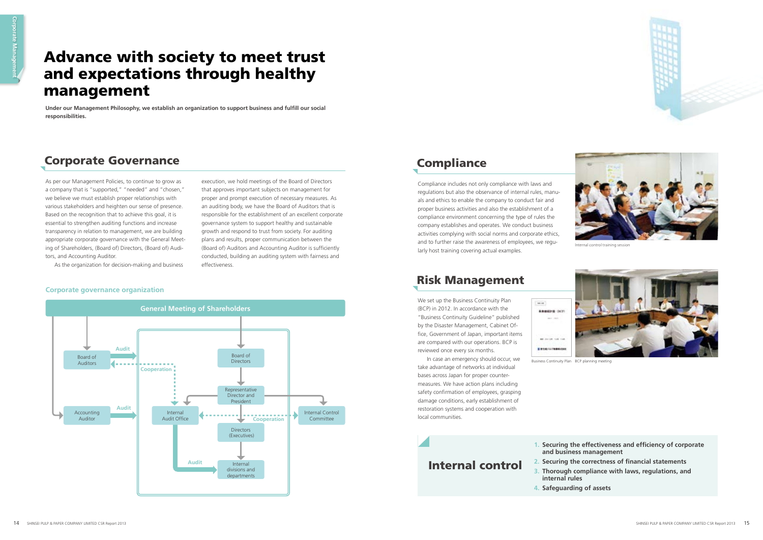# Advance with society to meet trust and expectations through healthy management

**Under our Management Philosophy, we establish an organization to support business and fulfill our social responsibilities.**

## Corporate Governance

As per our Management Policies, to continue to grow as a company that is "supported," "needed" and "chosen," we believe we must establish proper relationships with various stakeholders and heighten our sense of presence. Based on the recognition that to achieve this goal, it is essential to strengthen auditing functions and increase transparency in relation to management, we are building appropriate corporate governance with the General Meeting of Shareholders, (Board of) Directors, (Board of) Auditors, and Accounting Auditor.

As the organization for decision-making and business execution, we hold meetings of the Board of Directors that approves important subjects on management for proper and prompt execution of necessary measures. As an auditing body, we have the Board of Auditors that is responsible for the establishment of an excellent corporate governance system to support healthy and sustainable growth and respond to trust from society. For auditing plans and results, proper communication between the (Board of) Auditors and Accounting Auditor is sufficiently conducted, building an auditing system with fairness and effectiveness.

### Corporate governance organization

- General Meeting of Shareholders
  - Board of Auditors — Audit → Board of Directors; Cooperation ↔ Internal Audit Office
  - Accounting Auditor — Audit → Internal Audit Office / management
  - Board of Directors
    - Representative Director and President
      - Internal Audit Office — Audit → Internal divisions and departments; Cooperation ↔ Internal Control Committee
      - Internal Control Committee
      - Directors (Executives)
        - Internal divisions and departments

## Compliance

Compliance includes not only compliance with laws and regulations but also the observance of internal rules, manuals and ethics to enable the company to conduct fair and proper business activities and also the establishment of a compliance environment concerning the type of rules the company establishes and operates. We conduct business activities complying with social norms and corporate ethics, and to further raise the awareness of employees, we regularly host training covering actual examples.

Internal control training session

## Risk Management

We set up the Business Continuity Plan (BCP) in 2012. In accordance with the "Business Continuity Guideline" published by the Disaster Management, Cabinet Office, Government of Japan, important items are compared with our operations. BCP is reviewed once every six months.

In case an emergency should occur, we take advantage of networks at individual bases across Japan for proper countermeasures. We have action plans including safety confirmation of employees, grasping damage conditions, early establishment of restoration systems and cooperation with local communities.

Business Continuity Plan　BCP planning meeting

## Internal control

1. **Securing the effectiveness and efficiency of corporate and business management**
2. **Securing the correctness of financial statements**
3. **Thorough compliance with laws, regulations, and internal rules**
4. **Safeguarding of assets**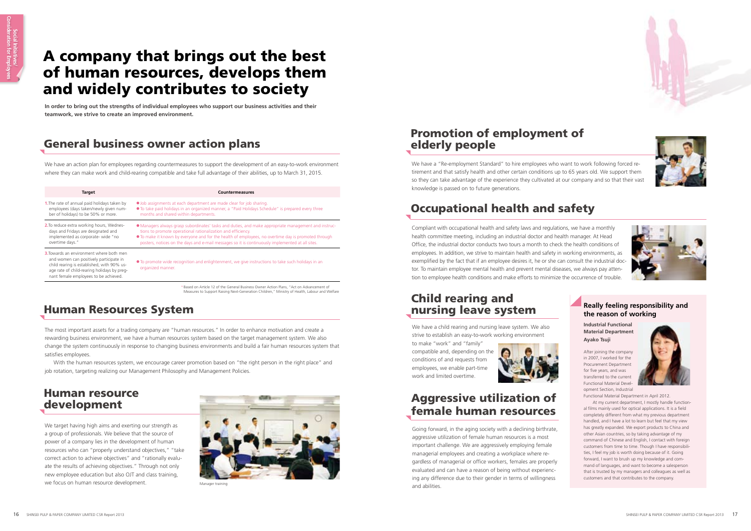# A company that brings out the best of human resources, develops them and widely contributes to society

**In order to bring out the strengths of individual employees who support our business activities and their teamwork, we strive to create an improved environment.**

## General business owner action plans

We have an action plan for employees regarding countermeasures to support the development of an easy-to-work environment where they can make work and child-rearing compatible and take full advantage of their abilities, up to March 31, 2015.

| Target | Countermeasures |
|---|---|
| 1. The rate of annual paid holidays taken by employees (days taken/newly given number of holidays) to be 50% or more. | ● Job assignments at each department are made clear for job sharing.<br>● To take paid holidays in an organized manner, a "Paid Holidays Schedule" is prepared every three months and shared within departments. |
| 2. To reduce extra working hours, Wednesdays and Fridays are designated and implemented as corporate-wide "no overtime days." | ● Managers always grasp subordinates' tasks and duties, and make appropriate management and instructions to promote operational rationalization and efficiency.<br>● To make it known by everyone and for the health of employees, no overtime day is promoted through posters, notices on the days and e-mail messages so it is continuously implemented at all sites. |
| 3. Towards an environment where both men and women can positively participate in child rearing is established, with 90% usage rate of child-rearing holidays by pregnant female employees to be achieved. | ● To promote wide recognition and enlightenment, we give instructions to take such holidays in an organized manner. |

* Based on Article 12 of the General Business Owner Action Plans, "Act on Advancement of Measures to Support Raising Next-Generation Children," Ministry of Health, Labour and Welfare

## Human Resources System

The most important assets for a trading company are "human resources." In order to enhance motivation and create a rewarding business environment, we have a human resources system based on the target management system. We also change the system continuously in response to changing business environments and build a fair human resources system that satisfies employees.

With the human resources system, we encourage career promotion based on "the right person in the right place" and job rotation, targeting realizing our Management Philosophy and Management Policies.

## Human resource development

We target having high aims and exerting our strength as a group of professionals. We believe that the source of power of a company lies in the development of human resources who can "properly understand objectives," "take correct action to achieve objectives" and "rationally evaluate the results of achieving objectives." Through not only new employee education but also OJT and class training, we focus on human resource development.

Manager training

## Promotion of employment of elderly people

We have a "Re-employment Standard" to hire employees who want to work following forced retirement and that satisfy health and other certain conditions up to 65 years old. We support them so they can take advantage of the experience they cultivated at our company and so that their vast knowledge is passed on to future generations.

## Occupational health and safety

Compliant with occupational health and safety laws and regulations, we have a monthly health committee meeting, including an industrial doctor and health manager. At Head Office, the industrial doctor conducts two tours a month to check the health conditions of employees. In addition, we strive to maintain health and safety in working environments, as exemplified by the fact that if an employee desires it, he or she can consult the industrial doctor. To maintain employee mental health and prevent mental diseases, we always pay attention to employee health conditions and make efforts to minimize the occurrence of trouble.

## Child rearing and nursing leave system

We have a child rearing and nursing leave system. We also strive to establish an easy-to-work working environment to make "work" and "family" compatible and, depending on the conditions of and requests from employees, we enable part-time work and limited overtime.

## Aggressive utilization of female human resources

Going forward, in the aging society with a declining birthrate, aggressive utilization of female human resources is a most important challenge. We are aggressively employing female managerial employees and creating a workplace where regardless of managerial or office workers, females are properly evaluated and can have a reason of being without experiencing any difference due to their gender in terms of willingness and abilities.

### Really feeling responsibility and the reason of working

**Industrial Functional Material Department**
**Ayako Tsuji**

After joining the company in 2007, I worked for the Procurement Department for five years, and was transferred to the current Functional Material Development Section, Industrial Functional Material Department in April 2012.

At my current department, I mostly handle functional films mainly used for optical applications. It is a field completely different from what my previous department handled, and I have a lot to learn but feel that my view has greatly expanded. We export products to China and other Asian countries, so by taking advantage of my command of Chinese and English, I contact with foreign customers from time to time. Though I have responsibilities, I feel my job is worth doing because of it. Going forward, I want to brush up my knowledge and command of languages, and want to become a salesperson that is trusted by my managers and colleagues as well as customers and that contributes to the company.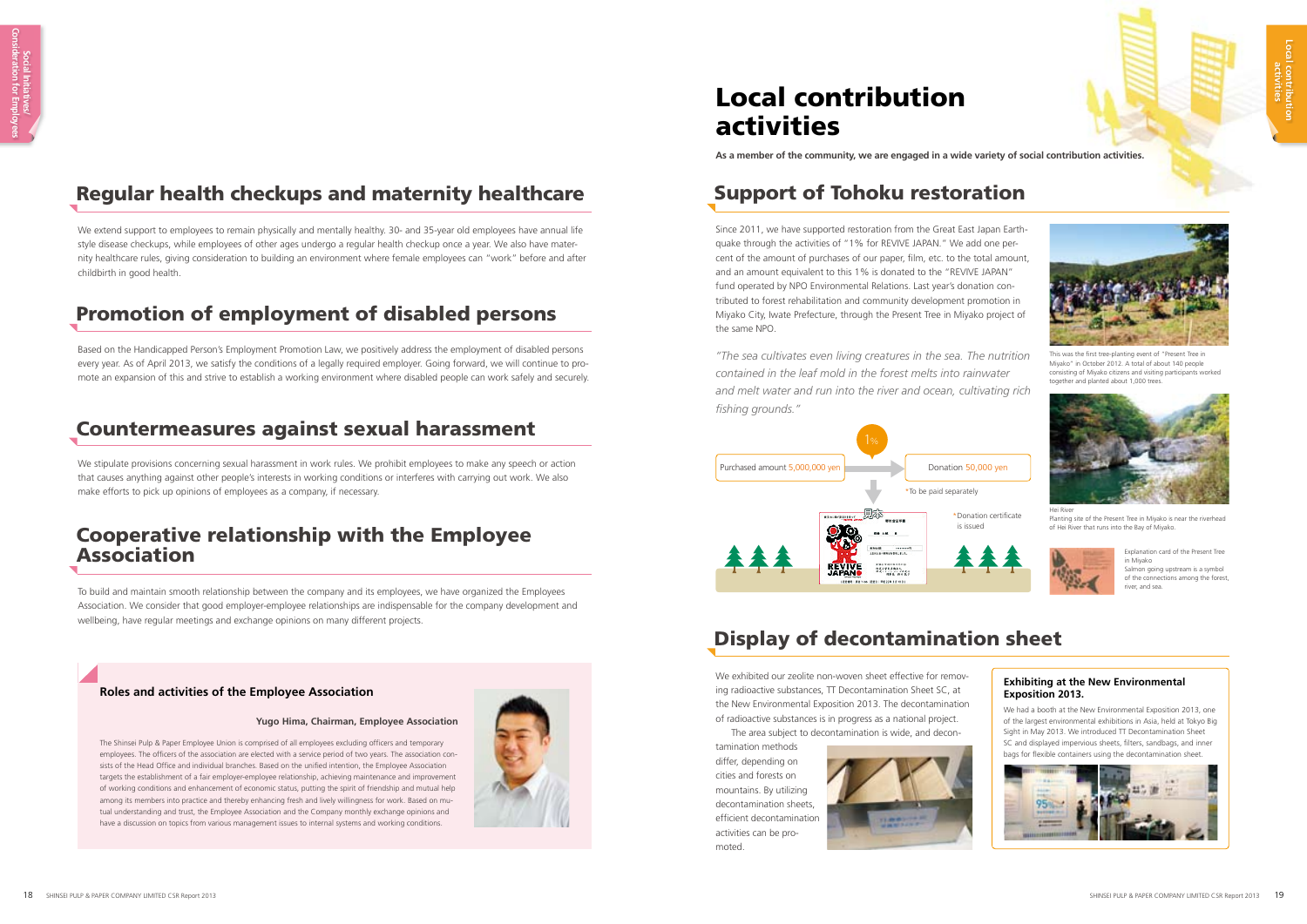## Regular health checkups and maternity healthcare

We extend support to employees to remain physically and mentally healthy. 30- and 35-year old employees have annual life style disease checkups, while employees of other ages undergo a regular health checkup once a year. We also have maternity healthcare rules, giving consideration to building an environment where female employees can "work" before and after childbirth in good health.

## Promotion of employment of disabled persons

Based on the Handicapped Person's Employment Promotion Law, we positively address the employment of disabled persons every year. As of April 2013, we satisfy the conditions of a legally required employer. Going forward, we will continue to promote an expansion of this and strive to establish a working environment where disabled people can work safely and securely.

## Countermeasures against sexual harassment

We stipulate provisions concerning sexual harassment in work rules. We prohibit employees to make any speech or action that causes anything against other people's interests in working conditions or interferes with carrying out work. We also make efforts to pick up opinions of employees as a company, if necessary.

## Cooperative relationship with the Employee Association

To build and maintain smooth relationship between the company and its employees, we have organized the Employees Association. We consider that good employer-employee relationships are indispensable for the company development and wellbeing, have regular meetings and exchange opinions on many different projects.

### Roles and activities of the Employee Association

**Yugo Hima, Chairman, Employee Association**

The Shinsei Pulp & Paper Employee Union is comprised of all employees excluding officers and temporary employees. The officers of the association are elected with a service period of two years. The association consists of the Head Office and individual branches. Based on the unified intention, the Employee Association targets the establishment of a fair employer-employee relationship, achieving maintenance and improvement of working conditions and enhancement of economic status, putting the spirit of friendship and mutual help among its members into practice and thereby enhancing fresh and lively willingness for work. Based on mutual understanding and trust, the Employee Association and the Company monthly exchange opinions and have a discussion on topics from various management issues to internal systems and working conditions.

# Local contribution activities

**As a member of the community, we are engaged in a wide variety of social contribution activities.**

## Support of Tohoku restoration

Since 2011, we have supported restoration from the Great East Japan Earthquake through the activities of "1% for REVIVE JAPAN." We add one percent of the amount of purchases of our paper, film, etc. to the total amount, and an amount equivalent to this 1% is donated to the "REVIVE JAPAN" fund operated by NPO Environmental Relations. Last year's donation contributed to forest rehabilitation and community development promotion in Miyako City, Iwate Prefecture, through the Present Tree in Miyako project of the same NPO.

*"The sea cultivates even living creatures in the sea. The nutrition contained in the leaf mold in the forest melts into rainwater and melt water and run into the river and ocean, cultivating rich fishing grounds."*

Purchased amount 5,000,000 yen → 1% → Donation 50,000 yen

*To be paid separately

*Donation certificate is issued

This was the first tree-planting event of "Present Tree in Miyako" in October 2012. A total of about 140 people consisting of Miyako citizens and visiting participants worked together and planted about 1,000 trees.

Hei River
Planting site of the Present Tree in Miyako is near the riverhead of Hei River that runs into the Bay of Miyako.

Explanation card of the Present Tree in Miyako
Salmon going upstream is a symbol of the connections among the forest, river, and sea.

## Display of decontamination sheet

We exhibited our zeolite non-woven sheet effective for removing radioactive substances, TT Decontamination Sheet SC, at the New Environmental Exposition 2013. The decontamination of radioactive substances is in progress as a national project.

The area subject to decontamination is wide, and decontamination methods differ, depending on cities and forests on mountains. By utilizing decontamination sheets, efficient decontamination activities can be promoted.

### Exhibiting at the New Environmental Exposition 2013.

We had a booth at the New Environmental Exposition 2013, one of the largest environmental exhibitions in Asia, held at Tokyo Big Sight in May 2013. We introduced TT Decontamination Sheet SC and displayed impervious sheets, filters, sandbags, and inner bags for flexible containers using the decontamination sheet.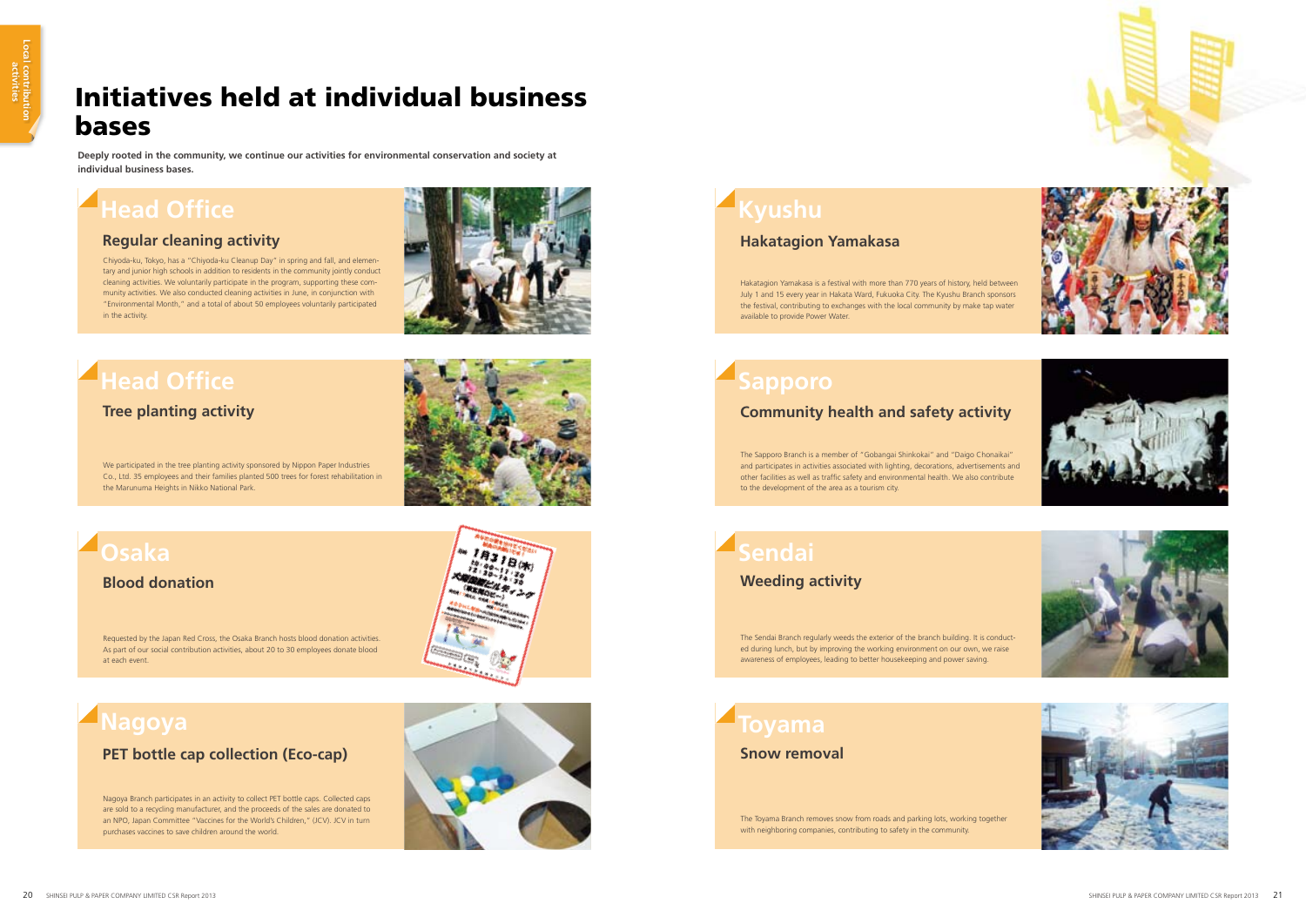# Initiatives held at individual business bases

**Deeply rooted in the community, we continue our activities for environmental conservation and society at individual business bases.**

## Head Office

### Regular cleaning activity

Chiyoda-ku, Tokyo, has a "Chiyoda-ku Cleanup Day" in spring and fall, and elementary and junior high schools in addition to residents in the community jointly conduct cleaning activities. We voluntarily participate in the program, supporting these community activities. We also conducted cleaning activities in June, in conjunction with "Environmental Month," and a total of about 50 employees voluntarily participated in the activity.

## Head Office

### Tree planting activity

We participated in the tree planting activity sponsored by Nippon Paper Industries Co., Ltd. 35 employees and their families planted 500 trees for forest rehabilitation in the Marunuma Heights in Nikko National Park.

## Osaka

### Blood donation

Requested by the Japan Red Cross, the Osaka Branch hosts blood donation activities. As part of our social contribution activities, about 20 to 30 employees donate blood at each event.

## Nagoya

### PET bottle cap collection (Eco-cap)

Nagoya Branch participates in an activity to collect PET bottle caps. Collected caps are sold to a recycling manufacturer, and the proceeds of the sales are donated to an NPO, Japan Committee "Vaccines for the World's Children," (JCV). JCV in turn purchases vaccines to save children around the world.

## Kyushu

### Hakatagion Yamakasa

Hakatagion Yamakasa is a festival with more than 770 years of history, held between July 1 and 15 every year in Hakata Ward, Fukuoka City. The Kyushu Branch sponsors the festival, contributing to exchanges with the local community by make tap water available to provide Power Water.

## Sapporo

### Community health and safety activity

The Sapporo Branch is a member of "Gobangai Shinkokai" and "Daigo Chonaikai" and participates in activities associated with lighting, decorations, advertisements and other facilities as well as traffic safety and environmental health. We also contribute to the development of the area as a tourism city.

## Sendai

### Weeding activity

The Sendai Branch regularly weeds the exterior of the branch building. It is conducted during lunch, but by improving the working environment on our own, we raise awareness of employees, leading to better housekeeping and power saving.

## Toyama

### Snow removal

The Toyama Branch removes snow from roads and parking lots, working together with neighboring companies, contributing to safety in the community.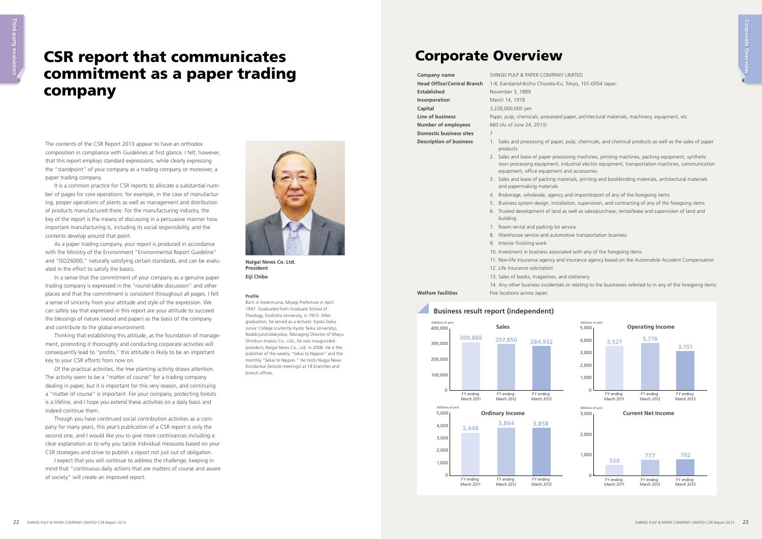# CSR report that communicates commitment as a paper trading company

The contents of the CSR Report 2013 appear to have an orthodox composition in compliance with Guidelines at first glance. I felt, however, that this report employs standard expressions, while clearly expressing the "standpoint" of your company as a trading company or moreover, a paper trading company.

It is a common practice for CSR reports to allocate a substantial number of pages for core operations: for example, in the case of manufacturing, proper operations of plants as well as management and distribution of products manufactured there. For the manufacturing industry, the key of the report is the means of discussing in a persuasive manner how important manufacturing is, including its social responsibility, and the contents develop around that point.

As a paper trading company, your report is produced in accordance with the Ministry of the Environment "Environmental Report Guideline" and "ISO26000," naturally satisfying certain standards, and can be evaluated in the effort to satisfy the basics.

In a sense that the commitment of your company as a genuine paper trading company is expressed in the "round-table discussion" and other places and that the commitment is consistent throughout all pages. I felt a sense of sincerity from your attitude and style of the expression. We can safely say that expressed in this report are your attitude to succeed the blessings of nature (wood and paper) as the basis of the company and contribute to the global environment.

Thinking that establishing this attitude, as the foundation of management, promoting it thoroughly and conducting corporate activities will consequently lead to "profits," this attitude is likely to be an important key to your CSR efforts from now on.

Of the practical activities, the tree planting activity draws attention. The activity seem to be a "matter of course" for a trading company dealing in paper, but it is important for this very reason, and continuing a "matter of course" is important. For your company, protecting forests is a lifeline, and I hope you extend these activities on a daily basis and indeed continue them.

Though you have continued social contribution activities as a company for many years, this year's publication of a CSR report is only the second one, and I would like you to give more contrivances including a clear explanation as to why you tackle individual measures based on your CSR strategies and strive to publish a report not just out of obligation.

I expect that you will continue to address the challenge, keeping in mind that "continuous daily actions that are matters of course and aware of society" will create an improved report.

**Naigai News Co. Ltd.**
**President**
**Eiji Chiba**

**Profile**

Born in Kesennuma, Miyagi Prefecture in April 1947. Graduated from Graduate School of Theology, Doshisha University, in 1973. After graduation, he served as a lecturer, Kyoto Seika Junior College (currently Kyoto Seika University), Rodokijunshidokyokai, Managing Director of Maiyu Shimbun Insatsu Co., Ltd.; he was inaugurated president, Naigai News Co., Ltd. in 2008. He is the publisher of the weekly "Sekai to Nippon" and the monthly "Sekai to Nippon." He hosts Naigai News Kondankai (lecture meetings) at 18 branches and branch offices.

# Corporate Overview

| | |
|---|---|
| **Company name** | SHINSEI PULP & PAPER COMPANY LIMITED |
| **Head Office/Central Branch** | 1-8, Kandanishikicho Chiyoda-Ku, Tokyo, 101-0054 Japan |
| **Established** | November 3, 1889 |
| **Incorporation** | March 14, 1918 |
| **Capital** | 3,228,000,000 yen |
| **Line of business** | Paper, pulp, chemicals, processed paper, architectural materials, machinery, equipment, etc. |
| **Number of employees** | 660 (As of June 24, 2013) |
| **Domestic business sites** | 7 |

**Description of business**

1. Sales and processing of paper, pulp, chemicals, and chemical products as well as the sales of paper products
2. Sales and lease of paper processing machines, printing machines, packing equipment, synthetic resin processing equipment, industrial electric equipment, transportation machines, communication equipment, office equipment and accessories
3. Sales and lease of packing materials, printing and bookbinding materials, architectural materials and papermaking materials
4. Brokerage, wholesale, agency and import/export of any of the foregoing items
5. Business system design, installation, supervision, and contracting of any of the foregoing items
6. Trusted development of land as well as sales/purchase, rental/lease and supervision of land and building
7. Room rental and parking lot service
8. Warehouse service and automotive transportation business
9. Interior finishing work
10. Investment in business associated with any of the foregoing items
11. Non-life insurance agency and insurance agency based on the Automobile Accident Compensation
12. Life insurance solicitation
13. Sales of books, magazines, and stationery
14. Any other business incidentals or relating to the businesses referred to in any of the foregoing items

**Welfare facilities** Five locations across Japan

## Business result report (independent)

(Millions of yen)

| | FY ending March 2011 | FY ending March 2012 | FY ending March 2013 |
|---|---|---|---|
| Sales | 309,869 | 297,850 | 284,932 |
| Operating Income | 3,527 | 3,776 | 3,151 |
| Ordinary Income | 3,448 | 3,864 | 3,858 |
| Current Net Income | 530 | 777 | 792 |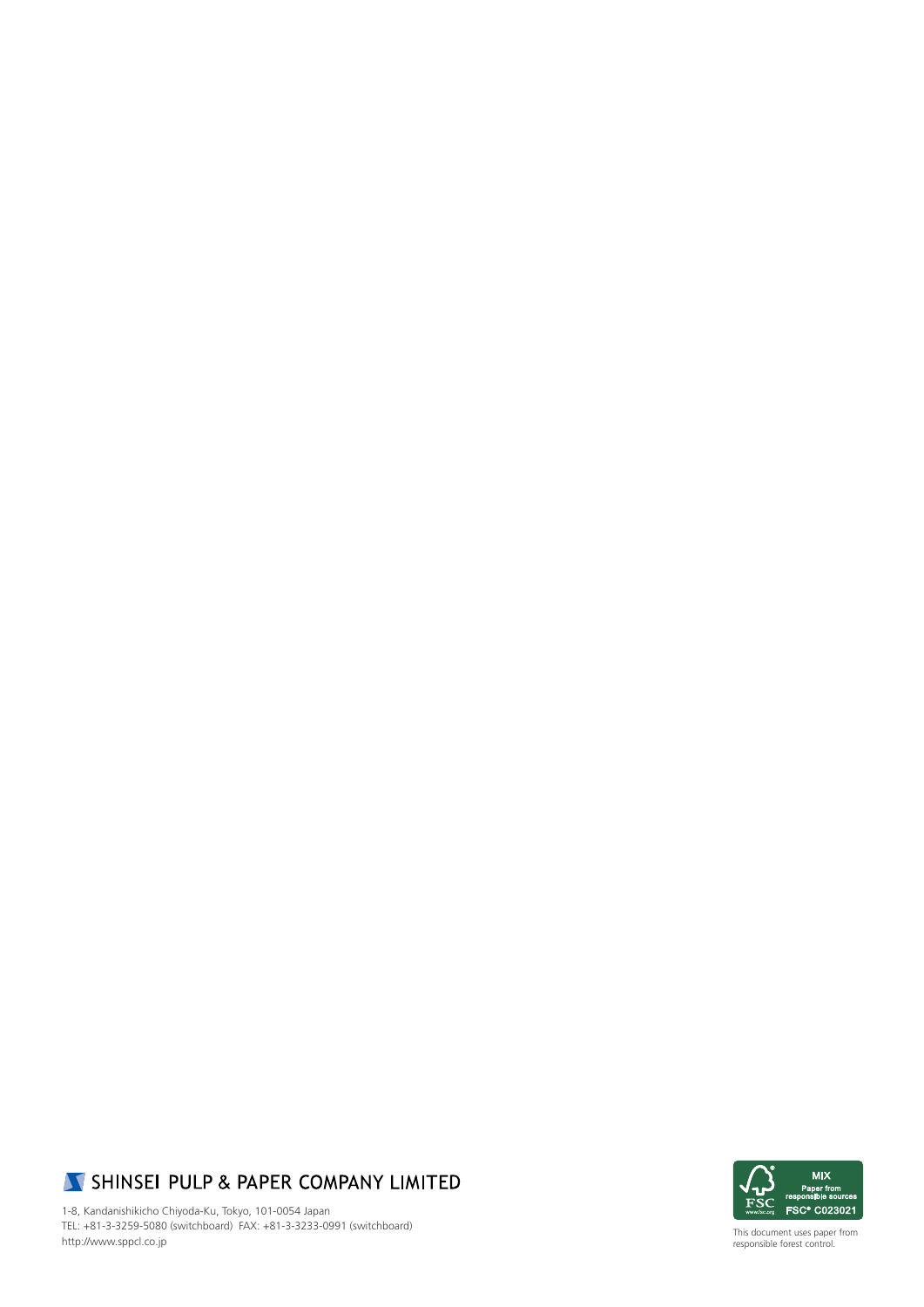SHINSEI PULP & PAPER COMPANY LIMITED

1-8, Kandanishikicho Chiyoda-Ku, Tokyo, 101-0054 Japan
TEL: +81-3-3259-5080 (switchboard) FAX: +81-3-3233-0991 (switchboard)
http://www.sppcl.co.jp

MIX
Paper from responsible sources
FSC® C023021
www.fsc.org

This document uses paper from responsible forest control.